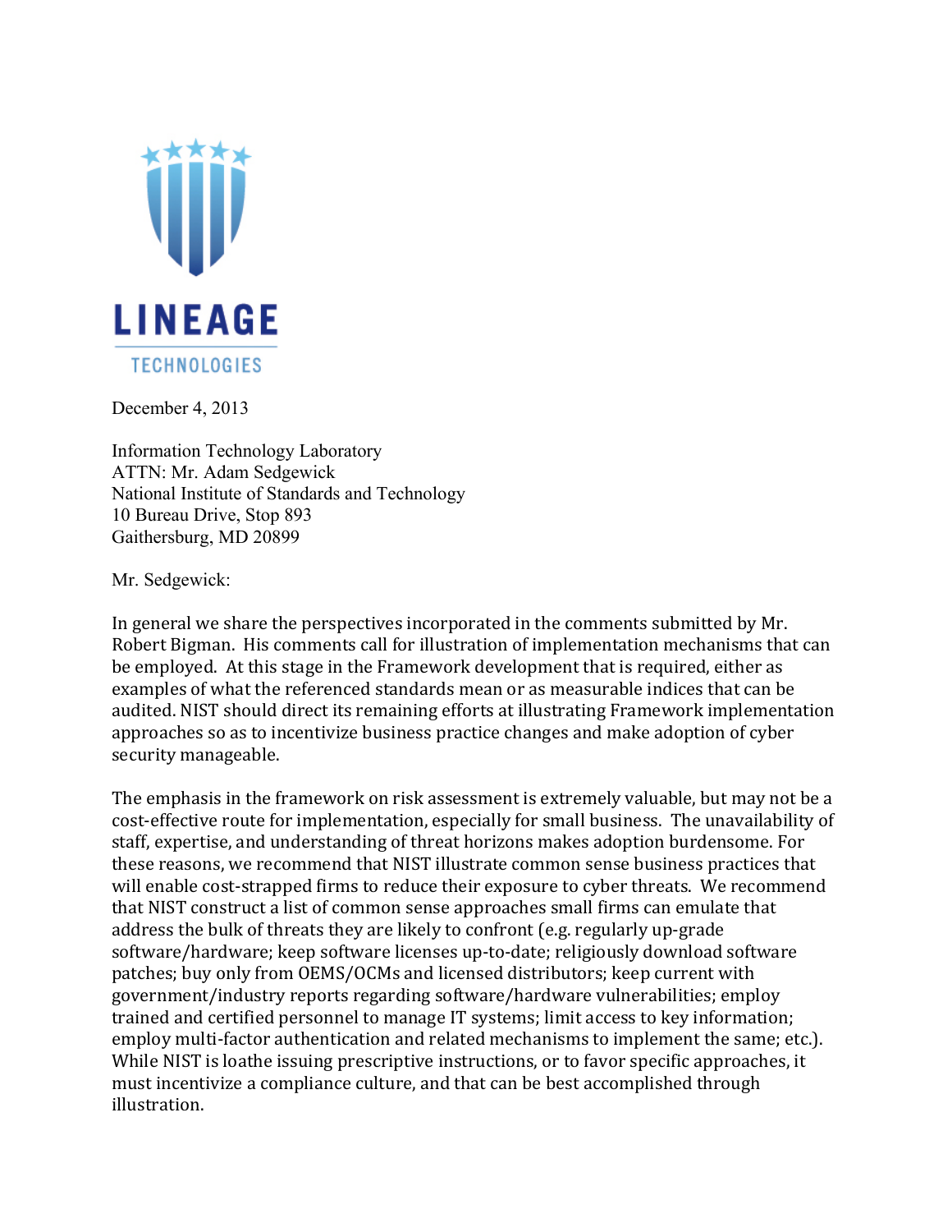LINEAGE
TECHNOLOGIES

December 4, 2013

Information Technology Laboratory
ATTN: Mr. Adam Sedgewick
National Institute of Standards and Technology
10 Bureau Drive, Stop 893
Gaithersburg, MD 20899

Mr. Sedgewick:

In general we share the perspectives incorporated in the comments submitted by Mr. Robert Bigman. His comments call for illustration of implementation mechanisms that can be employed. At this stage in the Framework development that is required, either as examples of what the referenced standards mean or as measurable indices that can be audited. NIST should direct its remaining efforts at illustrating Framework implementation approaches so as to incentivize business practice changes and make adoption of cyber security manageable.

The emphasis in the framework on risk assessment is extremely valuable, but may not be a cost-effective route for implementation, especially for small business. The unavailability of staff, expertise, and understanding of threat horizons makes adoption burdensome. For these reasons, we recommend that NIST illustrate common sense business practices that will enable cost-strapped firms to reduce their exposure to cyber threats. We recommend that NIST construct a list of common sense approaches small firms can emulate that address the bulk of threats they are likely to confront (e.g. regularly up-grade software/hardware; keep software licenses up-to-date; religiously download software patches; buy only from OEMS/OCMs and licensed distributors; keep current with government/industry reports regarding software/hardware vulnerabilities; employ trained and certified personnel to manage IT systems; limit access to key information; employ multi-factor authentication and related mechanisms to implement the same; etc.). While NIST is loathe issuing prescriptive instructions, or to favor specific approaches, it must incentivize a compliance culture, and that can be best accomplished through illustration.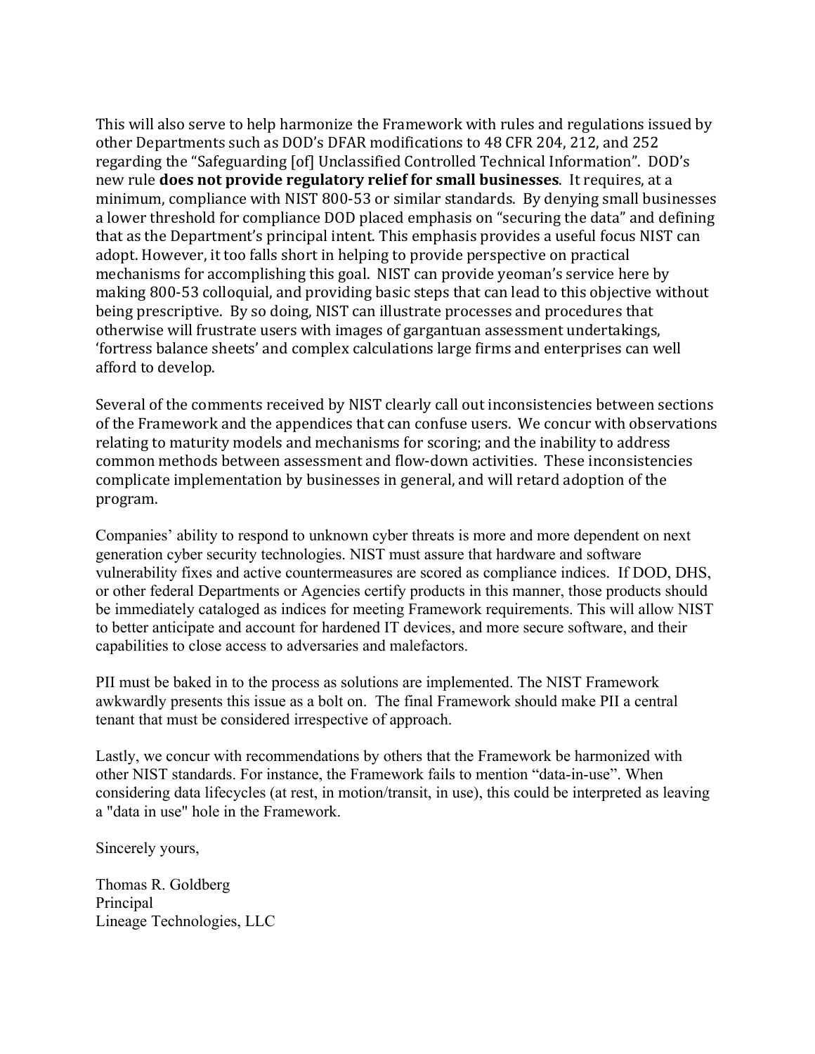This will also serve to help harmonize the Framework with rules and regulations issued by other Departments such as DOD's DFAR modifications to 48 CFR 204, 212, and 252 regarding the "Safeguarding [of] Unclassified Controlled Technical Information". DOD's new rule **does not provide regulatory relief for small businesses**. It requires, at a minimum, compliance with NIST 800-53 or similar standards. By denying small businesses a lower threshold for compliance DOD placed emphasis on "securing the data" and defining that as the Department's principal intent. This emphasis provides a useful focus NIST can adopt. However, it too falls short in helping to provide perspective on practical mechanisms for accomplishing this goal. NIST can provide yeoman's service here by making 800-53 colloquial, and providing basic steps that can lead to this objective without being prescriptive. By so doing, NIST can illustrate processes and procedures that otherwise will frustrate users with images of gargantuan assessment undertakings, 'fortress balance sheets' and complex calculations large firms and enterprises can well afford to develop.

Several of the comments received by NIST clearly call out inconsistencies between sections of the Framework and the appendices that can confuse users. We concur with observations relating to maturity models and mechanisms for scoring; and the inability to address common methods between assessment and flow-down activities. These inconsistencies complicate implementation by businesses in general, and will retard adoption of the program.

Companies' ability to respond to unknown cyber threats is more and more dependent on next generation cyber security technologies. NIST must assure that hardware and software vulnerability fixes and active countermeasures are scored as compliance indices. If DOD, DHS, or other federal Departments or Agencies certify products in this manner, those products should be immediately cataloged as indices for meeting Framework requirements. This will allow NIST to better anticipate and account for hardened IT devices, and more secure software, and their capabilities to close access to adversaries and malefactors.

PII must be baked in to the process as solutions are implemented. The NIST Framework awkwardly presents this issue as a bolt on. The final Framework should make PII a central tenant that must be considered irrespective of approach.

Lastly, we concur with recommendations by others that the Framework be harmonized with other NIST standards. For instance, the Framework fails to mention "data-in-use". When considering data lifecycles (at rest, in motion/transit, in use), this could be interpreted as leaving a "data in use" hole in the Framework.

Sincerely yours,

Thomas R. Goldberg  
Principal  
Lineage Technologies, LLC